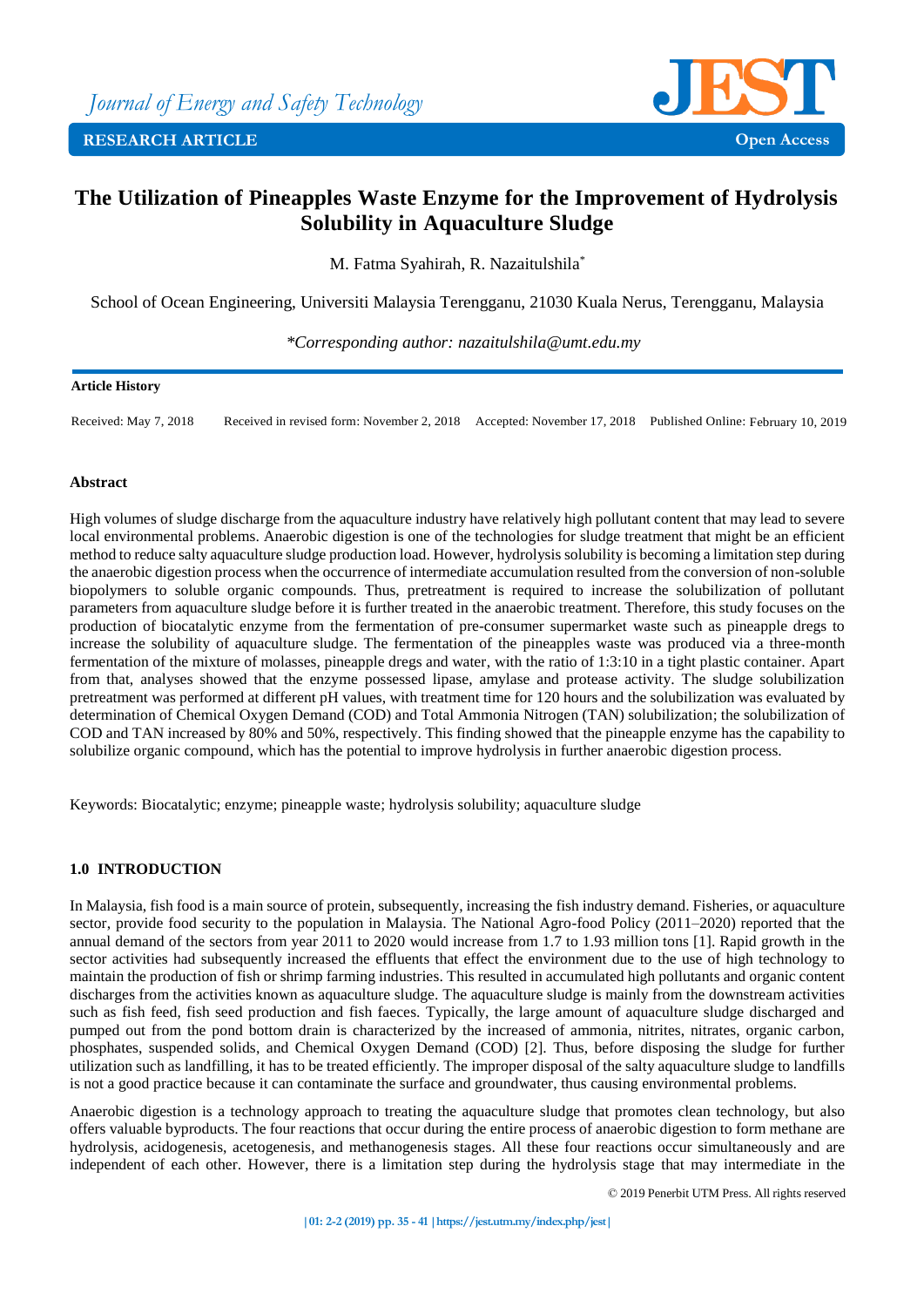Journal of Energy and Safety Technology

**RESEARCH ARTICLE** | **Open Access**

# The Utilization of Pineapples Waste Enzyme for the Improvement of Hydrolysis Solubility in Aquaculture Sludge

M. Fatma Syahirah, R. Nazaitulshila*

School of Ocean Engineering, Universiti Malaysia Terengganu, 21030 Kuala Nerus, Terengganu, Malaysia

*\*Corresponding author: nazaitulshila@umt.edu.my*

**Article History**

Received: May 7, 2018 Received in revised form: November 2, 2018 Accepted: November 17, 2018 Published Online: February 10, 2019

## Abstract

High volumes of sludge discharge from the aquaculture industry have relatively high pollutant content that may lead to severe local environmental problems. Anaerobic digestion is one of the technologies for sludge treatment that might be an efficient method to reduce salty aquaculture sludge production load. However, hydrolysis solubility is becoming a limitation step during the anaerobic digestion process when the occurrence of intermediate accumulation resulted from the conversion of non-soluble biopolymers to soluble organic compounds. Thus, pretreatment is required to increase the solubilization of pollutant parameters from aquaculture sludge before it is further treated in the anaerobic treatment. Therefore, this study focuses on the production of biocatalytic enzyme from the fermentation of pre-consumer supermarket waste such as pineapple dregs to increase the solubility of aquaculture sludge. The fermentation of the pineapples waste was produced via a three-month fermentation of the mixture of molasses, pineapple dregs and water, with the ratio of 1:3:10 in a tight plastic container. Apart from that, analyses showed that the enzyme possessed lipase, amylase and protease activity. The sludge solubilization pretreatment was performed at different pH values, with treatment time for 120 hours and the solubilization was evaluated by determination of Chemical Oxygen Demand (COD) and Total Ammonia Nitrogen (TAN) solubilization; the solubilization of COD and TAN increased by 80% and 50%, respectively. This finding showed that the pineapple enzyme has the capability to solubilize organic compound, which has the potential to improve hydrolysis in further anaerobic digestion process.

Keywords: Biocatalytic; enzyme; pineapple waste; hydrolysis solubility; aquaculture sludge

## 1.0 INTRODUCTION

In Malaysia, fish food is a main source of protein, subsequently, increasing the fish industry demand. Fisheries, or aquaculture sector, provide food security to the population in Malaysia. The National Agro-food Policy (2011–2020) reported that the annual demand of the sectors from year 2011 to 2020 would increase from 1.7 to 1.93 million tons [1]. Rapid growth in the sector activities had subsequently increased the effluents that effect the environment due to the use of high technology to maintain the production of fish or shrimp farming industries. This resulted in accumulated high pollutants and organic content discharges from the activities known as aquaculture sludge. The aquaculture sludge is mainly from the downstream activities such as fish feed, fish seed production and fish faeces. Typically, the large amount of aquaculture sludge discharged and pumped out from the pond bottom drain is characterized by the increased of ammonia, nitrites, nitrates, organic carbon, phosphates, suspended solids, and Chemical Oxygen Demand (COD) [2]. Thus, before disposing the sludge for further utilization such as landfilling, it has to be treated efficiently. The improper disposal of the salty aquaculture sludge to landfills is not a good practice because it can contaminate the surface and groundwater, thus causing environmental problems.

Anaerobic digestion is a technology approach to treating the aquaculture sludge that promotes clean technology, but also offers valuable byproducts. The four reactions that occur during the entire process of anaerobic digestion to form methane are hydrolysis, acidogenesis, acetogenesis, and methanogenesis stages. All these four reactions occur simultaneously and are independent of each other. However, there is a limitation step during the hydrolysis stage that may intermediate in the

© 2019 Penerbit UTM Press. All rights reserved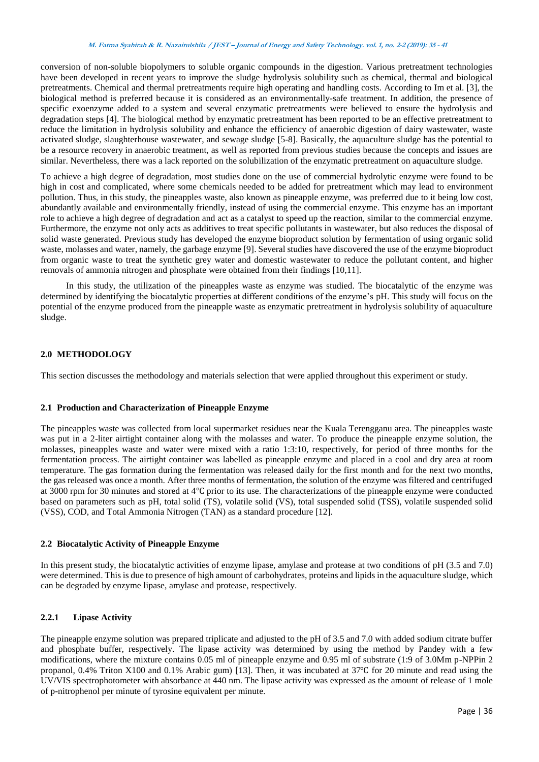conversion of non-soluble biopolymers to soluble organic compounds in the digestion. Various pretreatment technologies have been developed in recent years to improve the sludge hydrolysis solubility such as chemical, thermal and biological pretreatments. Chemical and thermal pretreatments require high operating and handling costs. According to Im et al. [3], the biological method is preferred because it is considered as an environmentally-safe treatment. In addition, the presence of specific exoenzyme added to a system and several enzymatic pretreatments were believed to ensure the hydrolysis and degradation steps [4]. The biological method by enzymatic pretreatment has been reported to be an effective pretreatment to reduce the limitation in hydrolysis solubility and enhance the efficiency of anaerobic digestion of dairy wastewater, waste activated sludge, slaughterhouse wastewater, and sewage sludge [5-8]. Basically, the aquaculture sludge has the potential to be a resource recovery in anaerobic treatment, as well as reported from previous studies because the concepts and issues are similar. Nevertheless, there was a lack reported on the solubilization of the enzymatic pretreatment on aquaculture sludge.

To achieve a high degree of degradation, most studies done on the use of commercial hydrolytic enzyme were found to be high in cost and complicated, where some chemicals needed to be added for pretreatment which may lead to environment pollution. Thus, in this study, the pineapples waste, also known as pineapple enzyme, was preferred due to it being low cost, abundantly available and environmentally friendly, instead of using the commercial enzyme. This enzyme has an important role to achieve a high degree of degradation and act as a catalyst to speed up the reaction, similar to the commercial enzyme. Furthermore, the enzyme not only acts as additives to treat specific pollutants in wastewater, but also reduces the disposal of solid waste generated. Previous study has developed the enzyme bioproduct solution by fermentation of using organic solid waste, molasses and water, namely, the garbage enzyme [9]. Several studies have discovered the use of the enzyme bioproduct from organic waste to treat the synthetic grey water and domestic wastewater to reduce the pollutant content, and higher removals of ammonia nitrogen and phosphate were obtained from their findings [10,11].

In this study, the utilization of the pineapples waste as enzyme was studied. The biocatalytic of the enzyme was determined by identifying the biocatalytic properties at different conditions of the enzyme's pH. This study will focus on the potential of the enzyme produced from the pineapple waste as enzymatic pretreatment in hydrolysis solubility of aquaculture sludge.

## 2.0 METHODOLOGY

This section discusses the methodology and materials selection that were applied throughout this experiment or study.

### 2.1 Production and Characterization of Pineapple Enzyme

The pineapples waste was collected from local supermarket residues near the Kuala Terengganu area. The pineapples waste was put in a 2-liter airtight container along with the molasses and water. To produce the pineapple enzyme solution, the molasses, pineapples waste and water were mixed with a ratio 1:3:10, respectively, for period of three months for the fermentation process. The airtight container was labelled as pineapple enzyme and placed in a cool and dry area at room temperature. The gas formation during the fermentation was released daily for the first month and for the next two months, the gas released was once a month. After three months of fermentation, the solution of the enzyme was filtered and centrifuged at 3000 rpm for 30 minutes and stored at 4℃ prior to its use. The characterizations of the pineapple enzyme were conducted based on parameters such as pH, total solid (TS), volatile solid (VS), total suspended solid (TSS), volatile suspended solid (VSS), COD, and Total Ammonia Nitrogen (TAN) as a standard procedure [12].

### 2.2 Biocatalytic Activity of Pineapple Enzyme

In this present study, the biocatalytic activities of enzyme lipase, amylase and protease at two conditions of pH (3.5 and 7.0) were determined. This is due to presence of high amount of carbohydrates, proteins and lipids in the aquaculture sludge, which can be degraded by enzyme lipase, amylase and protease, respectively.

#### 2.2.1 Lipase Activity

The pineapple enzyme solution was prepared triplicate and adjusted to the pH of 3.5 and 7.0 with added sodium citrate buffer and phosphate buffer, respectively. The lipase activity was determined by using the method by Pandey with a few modifications, where the mixture contains 0.05 ml of pineapple enzyme and 0.95 ml of substrate (1:9 of 3.0Mm p-NPPin 2 propanol, 0.4% Triton X100 and 0.1% Arabic gum) [13]. Then, it was incubated at 37℃ for 20 minute and read using the UV/VIS spectrophotometer with absorbance at 440 nm. The lipase activity was expressed as the amount of release of 1 mole of p-nitrophenol per minute of tyrosine equivalent per minute.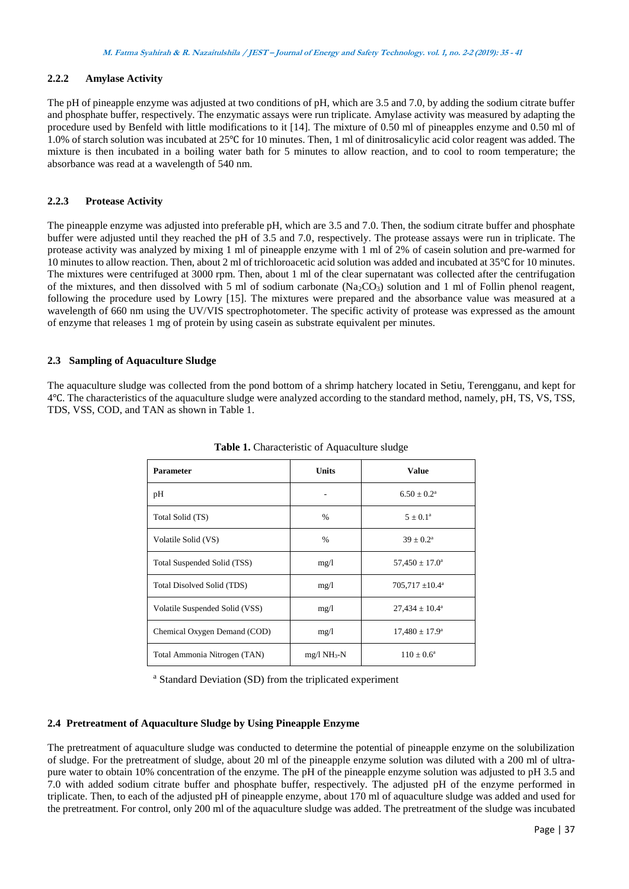### 2.2.2 Amylase Activity

The pH of pineapple enzyme was adjusted at two conditions of pH, which are 3.5 and 7.0, by adding the sodium citrate buffer and phosphate buffer, respectively. The enzymatic assays were run triplicate. Amylase activity was measured by adapting the procedure used by Benfeld with little modifications to it [14]. The mixture of 0.50 ml of pineapples enzyme and 0.50 ml of 1.0% of starch solution was incubated at 25℃ for 10 minutes. Then, 1 ml of dinitrosalicylic acid color reagent was added. The mixture is then incubated in a boiling water bath for 5 minutes to allow reaction, and to cool to room temperature; the absorbance was read at a wavelength of 540 nm.

### 2.2.3 Protease Activity

The pineapple enzyme was adjusted into preferable pH, which are 3.5 and 7.0. Then, the sodium citrate buffer and phosphate buffer were adjusted until they reached the pH of 3.5 and 7.0, respectively. The protease assays were run in triplicate. The protease activity was analyzed by mixing 1 ml of pineapple enzyme with 1 ml of 2% of casein solution and pre-warmed for 10 minutes to allow reaction. Then, about 2 ml of trichloroacetic acid solution was added and incubated at 35℃ for 10 minutes. The mixtures were centrifuged at 3000 rpm. Then, about 1 ml of the clear supernatant was collected after the centrifugation of the mixtures, and then dissolved with 5 ml of sodium carbonate ($Na_2CO_3$) solution and 1 ml of Follin phenol reagent, following the procedure used by Lowry [15]. The mixtures were prepared and the absorbance value was measured at a wavelength of 660 nm using the UV/VIS spectrophotometer. The specific activity of protease was expressed as the amount of enzyme that releases 1 mg of protein by using casein as substrate equivalent per minutes.

## 2.3 Sampling of Aquaculture Sludge

The aquaculture sludge was collected from the pond bottom of a shrimp hatchery located in Setiu, Terengganu, and kept for 4℃. The characteristics of the aquaculture sludge were analyzed according to the standard method, namely, pH, TS, VS, TSS, TDS, VSS, COD, and TAN as shown in Table 1.

**Table 1.** Characteristic of Aquaculture sludge

| Parameter | Units | Value |
|---|---|---|
| pH | - | 6.50 ± 0.2[a] |
| Total Solid (TS) | % | 5 ± 0.1[a] |
| Volatile Solid (VS) | % | 39 ± 0.2[a] |
| Total Suspended Solid (TSS) | mg/l | 57,450 ± 17.0[a] |
| Total Disolved Solid (TDS) | mg/l | 705,717 ±10.4[a] |
| Volatile Suspended Solid (VSS) | mg/l | 27,434 ± 10.4[a] |
| Chemical Oxygen Demand (COD) | mg/l | 17,480 ± 17.9[a] |
| Total Ammonia Nitrogen (TAN) | mg/l $NH_3$-N | 110 ± 0.6[a] |

[a] Standard Deviation (SD) from the triplicated experiment

## 2.4 Pretreatment of Aquaculture Sludge by Using Pineapple Enzyme

The pretreatment of aquaculture sludge was conducted to determine the potential of pineapple enzyme on the solubilization of sludge. For the pretreatment of sludge, about 20 ml of the pineapple enzyme solution was diluted with a 200 ml of ultra-pure water to obtain 10% concentration of the enzyme. The pH of the pineapple enzyme solution was adjusted to pH 3.5 and 7.0 with added sodium citrate buffer and phosphate buffer, respectively. The adjusted pH of the enzyme performed in triplicate. Then, to each of the adjusted pH of pineapple enzyme, about 170 ml of aquaculture sludge was added and used for the pretreatment. For control, only 200 ml of the aquaculture sludge was added. The pretreatment of the sludge was incubated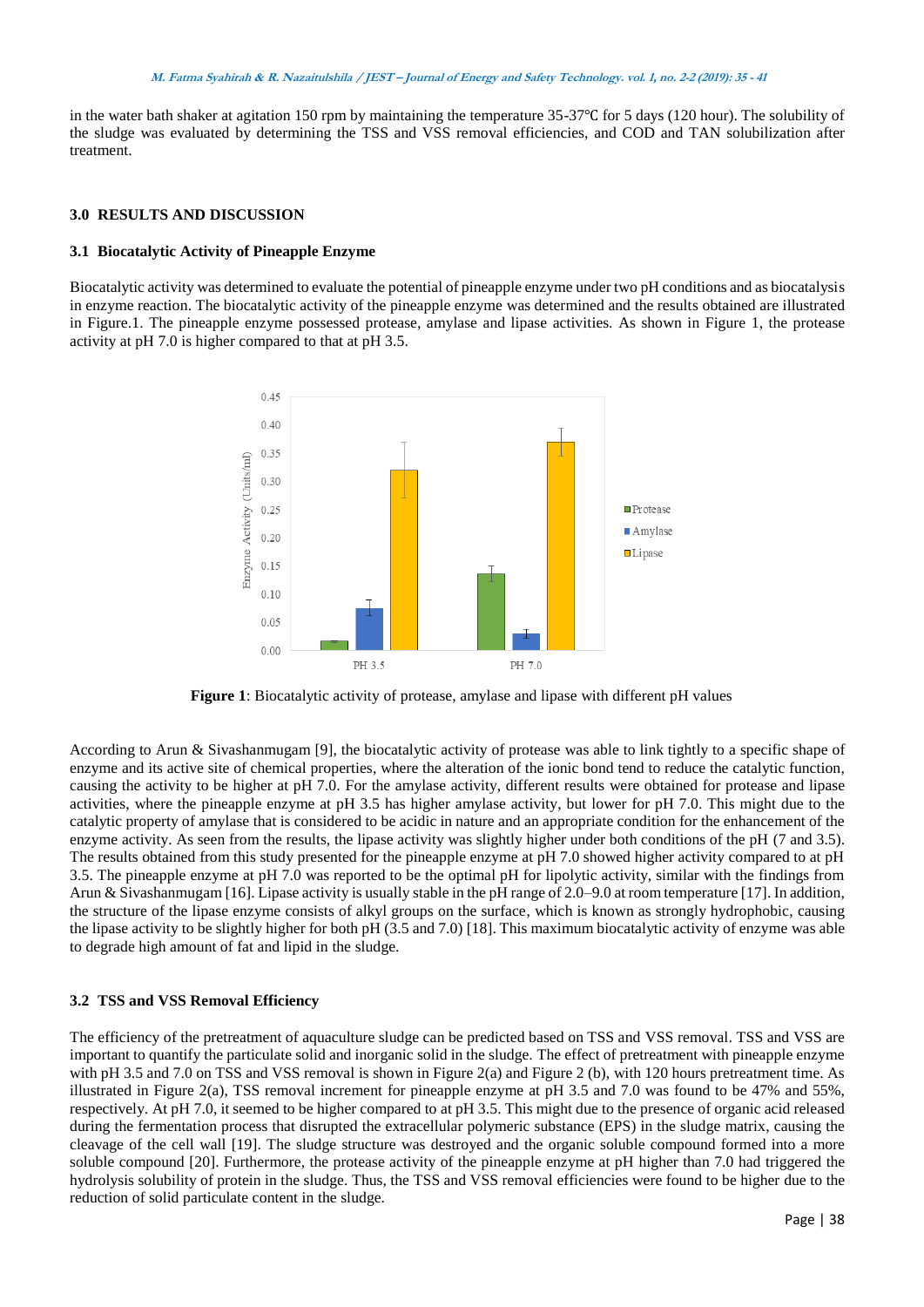in the water bath shaker at agitation 150 rpm by maintaining the temperature 35-37℃ for 5 days (120 hour). The solubility of the sludge was evaluated by determining the TSS and VSS removal efficiencies, and COD and TAN solubilization after treatment.

## 3.0 RESULTS AND DISCUSSION

### 3.1 Biocatalytic Activity of Pineapple Enzyme

Biocatalytic activity was determined to evaluate the potential of pineapple enzyme under two pH conditions and as biocatalysis in enzyme reaction. The biocatalytic activity of the pineapple enzyme was determined and the results obtained are illustrated in Figure.1. The pineapple enzyme possessed protease, amylase and lipase activities. As shown in Figure 1, the protease activity at pH 7.0 is higher compared to that at pH 3.5.

**Figure 1**: Biocatalytic activity of protease, amylase and lipase with different pH values

According to Arun & Sivashanmugam [9], the biocatalytic activity of protease was able to link tightly to a specific shape of enzyme and its active site of chemical properties, where the alteration of the ionic bond tend to reduce the catalytic function, causing the activity to be higher at pH 7.0. For the amylase activity, different results were obtained for protease and lipase activities, where the pineapple enzyme at pH 3.5 has higher amylase activity, but lower for pH 7.0. This might due to the catalytic property of amylase that is considered to be acidic in nature and an appropriate condition for the enhancement of the enzyme activity. As seen from the results, the lipase activity was slightly higher under both conditions of the pH (7 and 3.5). The results obtained from this study presented for the pineapple enzyme at pH 7.0 showed higher activity compared to at pH 3.5. The pineapple enzyme at pH 7.0 was reported to be the optimal pH for lipolytic activity, similar with the findings from Arun & Sivashanmugam [16]. Lipase activity is usually stable in the pH range of 2.0–9.0 at room temperature [17]. In addition, the structure of the lipase enzyme consists of alkyl groups on the surface, which is known as strongly hydrophobic, causing the lipase activity to be slightly higher for both pH (3.5 and 7.0) [18]. This maximum biocatalytic activity of enzyme was able to degrade high amount of fat and lipid in the sludge.

### 3.2 TSS and VSS Removal Efficiency

The efficiency of the pretreatment of aquaculture sludge can be predicted based on TSS and VSS removal. TSS and VSS are important to quantify the particulate solid and inorganic solid in the sludge. The effect of pretreatment with pineapple enzyme with pH 3.5 and 7.0 on TSS and VSS removal is shown in Figure 2(a) and Figure 2 (b), with 120 hours pretreatment time. As illustrated in Figure 2(a), TSS removal increment for pineapple enzyme at pH 3.5 and 7.0 was found to be 47% and 55%, respectively. At pH 7.0, it seemed to be higher compared to at pH 3.5. This might due to the presence of organic acid released during the fermentation process that disrupted the extracellular polymeric substance (EPS) in the sludge matrix, causing the cleavage of the cell wall [19]. The sludge structure was destroyed and the organic soluble compound formed into a more soluble compound [20]. Furthermore, the protease activity of the pineapple enzyme at pH higher than 7.0 had triggered the hydrolysis solubility of protein in the sludge. Thus, the TSS and VSS removal efficiencies were found to be higher due to the reduction of solid particulate content in the sludge.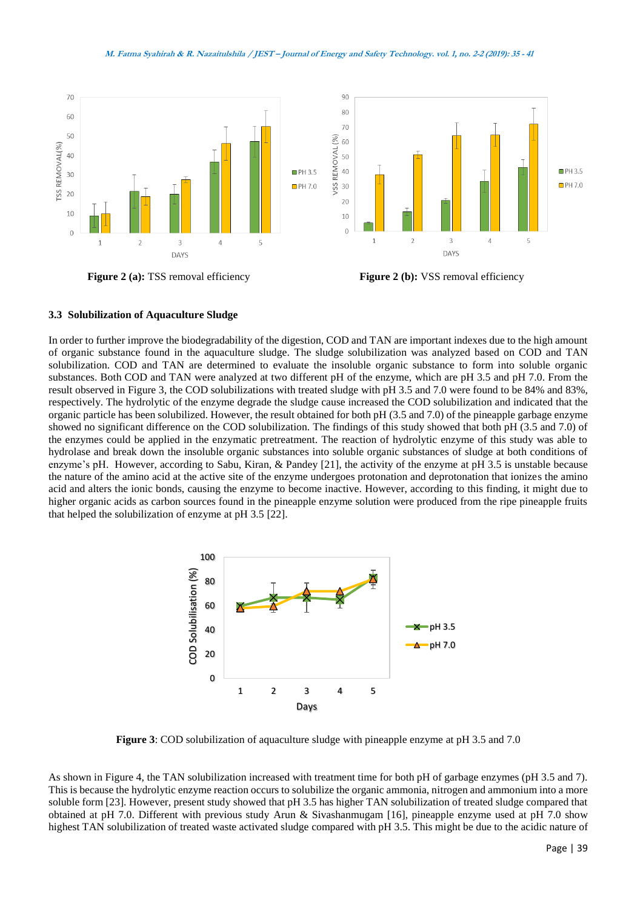**Figure 2 (a):** TSS removal efficiency

**Figure 2 (b):** VSS removal efficiency

### 3.3 Solubilization of Aquaculture Sludge

In order to further improve the biodegradability of the digestion, COD and TAN are important indexes due to the high amount of organic substance found in the aquaculture sludge. The sludge solubilization was analyzed based on COD and TAN solubilization. COD and TAN are determined to evaluate the insoluble organic substance to form into soluble organic substances. Both COD and TAN were analyzed at two different pH of the enzyme, which are pH 3.5 and pH 7.0. From the result observed in Figure 3, the COD solubilizations with treated sludge with pH 3.5 and 7.0 were found to be 84% and 83%, respectively. The hydrolytic of the enzyme degrade the sludge cause increased the COD solubilization and indicated that the organic particle has been solubilized. However, the result obtained for both pH (3.5 and 7.0) of the pineapple garbage enzyme showed no significant difference on the COD solubilization. The findings of this study showed that both pH (3.5 and 7.0) of the enzymes could be applied in the enzymatic pretreatment. The reaction of hydrolytic enzyme of this study was able to hydrolase and break down the insoluble organic substances into soluble organic substances of sludge at both conditions of enzyme's pH. However, according to Sabu, Kiran, & Pandey [21], the activity of the enzyme at pH 3.5 is unstable because the nature of the amino acid at the active site of the enzyme undergoes protonation and deprotonation that ionizes the amino acid and alters the ionic bonds, causing the enzyme to become inactive. However, according to this finding, it might due to higher organic acids as carbon sources found in the pineapple enzyme solution were produced from the ripe pineapple fruits that helped the solubilization of enzyme at pH 3.5 [22].

**Figure 3**: COD solubilization of aquaculture sludge with pineapple enzyme at pH 3.5 and 7.0

As shown in Figure 4, the TAN solubilization increased with treatment time for both pH of garbage enzymes (pH 3.5 and 7). This is because the hydrolytic enzyme reaction occurs to solubilize the organic ammonia, nitrogen and ammonium into a more soluble form [23]. However, present study showed that pH 3.5 has higher TAN solubilization of treated sludge compared that obtained at pH 7.0. Different with previous study Arun & Sivashanmugam [16], pineapple enzyme used at pH 7.0 show highest TAN solubilization of treated waste activated sludge compared with pH 3.5. This might be due to the acidic nature of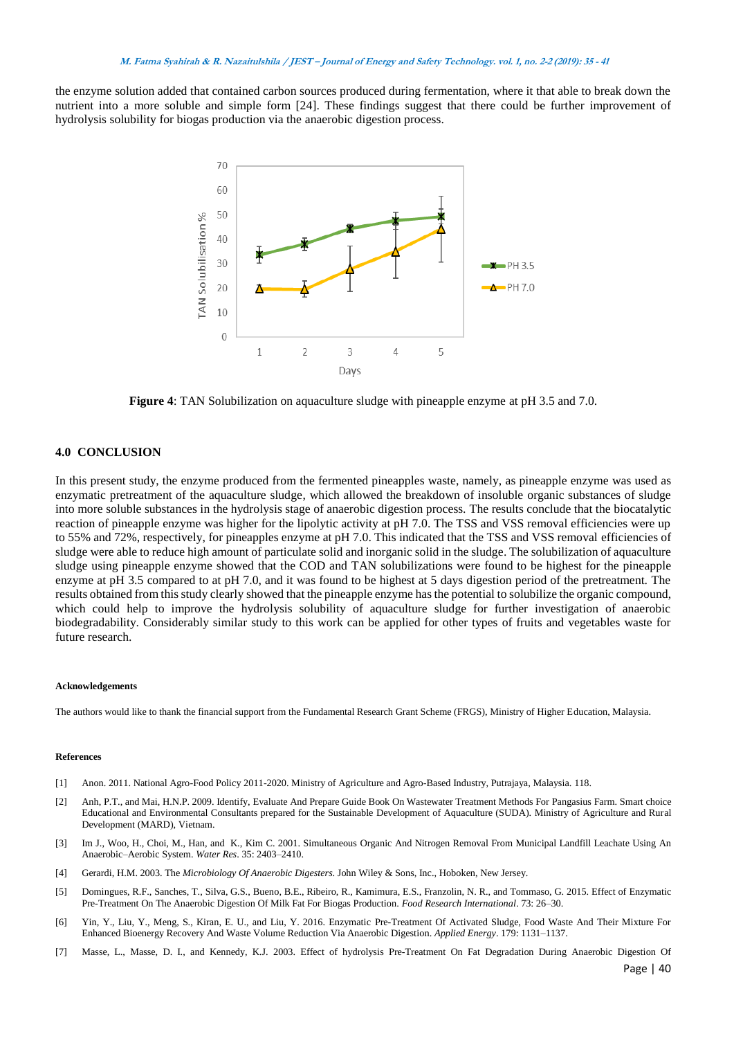the enzyme solution added that contained carbon sources produced during fermentation, where it that able to break down the nutrient into a more soluble and simple form [24]. These findings suggest that there could be further improvement of hydrolysis solubility for biogas production via the anaerobic digestion process.

**Figure 4**: TAN Solubilization on aquaculture sludge with pineapple enzyme at pH 3.5 and 7.0.

## 4.0 CONCLUSION

In this present study, the enzyme produced from the fermented pineapples waste, namely, as pineapple enzyme was used as enzymatic pretreatment of the aquaculture sludge, which allowed the breakdown of insoluble organic substances of sludge into more soluble substances in the hydrolysis stage of anaerobic digestion process. The results conclude that the biocatalytic reaction of pineapple enzyme was higher for the lipolytic activity at pH 7.0. The TSS and VSS removal efficiencies were up to 55% and 72%, respectively, for pineapples enzyme at pH 7.0. This indicated that the TSS and VSS removal efficiencies of sludge were able to reduce high amount of particulate solid and inorganic solid in the sludge. The solubilization of aquaculture sludge using pineapple enzyme showed that the COD and TAN solubilizations were found to be highest for the pineapple enzyme at pH 3.5 compared to at pH 7.0, and it was found to be highest at 5 days digestion period of the pretreatment. The results obtained from this study clearly showed that the pineapple enzyme has the potential to solubilize the organic compound, which could help to improve the hydrolysis solubility of aquaculture sludge for further investigation of anaerobic biodegradability. Considerably similar study to this work can be applied for other types of fruits and vegetables waste for future research.

#### Acknowledgements

The authors would like to thank the financial support from the Fundamental Research Grant Scheme (FRGS), Ministry of Higher Education, Malaysia.

#### References

[1] Anon. 2011. National Agro-Food Policy 2011-2020. Ministry of Agriculture and Agro-Based Industry, Putrajaya, Malaysia. 118.

[2] Anh, P.T., and Mai, H.N.P. 2009. Identify, Evaluate And Prepare Guide Book On Wastewater Treatment Methods For Pangasius Farm. Smart choice Educational and Environmental Consultants prepared for the Sustainable Development of Aquaculture (SUDA). Ministry of Agriculture and Rural Development (MARD), Vietnam.

[3] Im J., Woo, H., Choi, M., Han, and K., Kim C. 2001. Simultaneous Organic And Nitrogen Removal From Municipal Landfill Leachate Using An Anaerobic–Aerobic System. *Water Res*. 35: 2403–2410.

[4] Gerardi, H.M. 2003. The *Microbiology Of Anaerobic Digesters*. John Wiley & Sons, Inc., Hoboken, New Jersey.

[5] Domingues, R.F., Sanches, T., Silva, G.S., Bueno, B.E., Ribeiro, R., Kamimura, E.S., Franzolin, N. R., and Tommaso, G. 2015. Effect of Enzymatic Pre-Treatment On The Anaerobic Digestion Of Milk Fat For Biogas Production. *Food Research International*. 73: 26–30.

[6] Yin, Y., Liu, Y., Meng, S., Kiran, E. U., and Liu, Y. 2016. Enzymatic Pre-Treatment Of Activated Sludge, Food Waste And Their Mixture For Enhanced Bioenergy Recovery And Waste Volume Reduction Via Anaerobic Digestion. *Applied Energy*. 179: 1131–1137.

[7] Masse, L., Masse, D. I., and Kennedy, K.J. 2003. Effect of hydrolysis Pre-Treatment On Fat Degradation During Anaerobic Digestion Of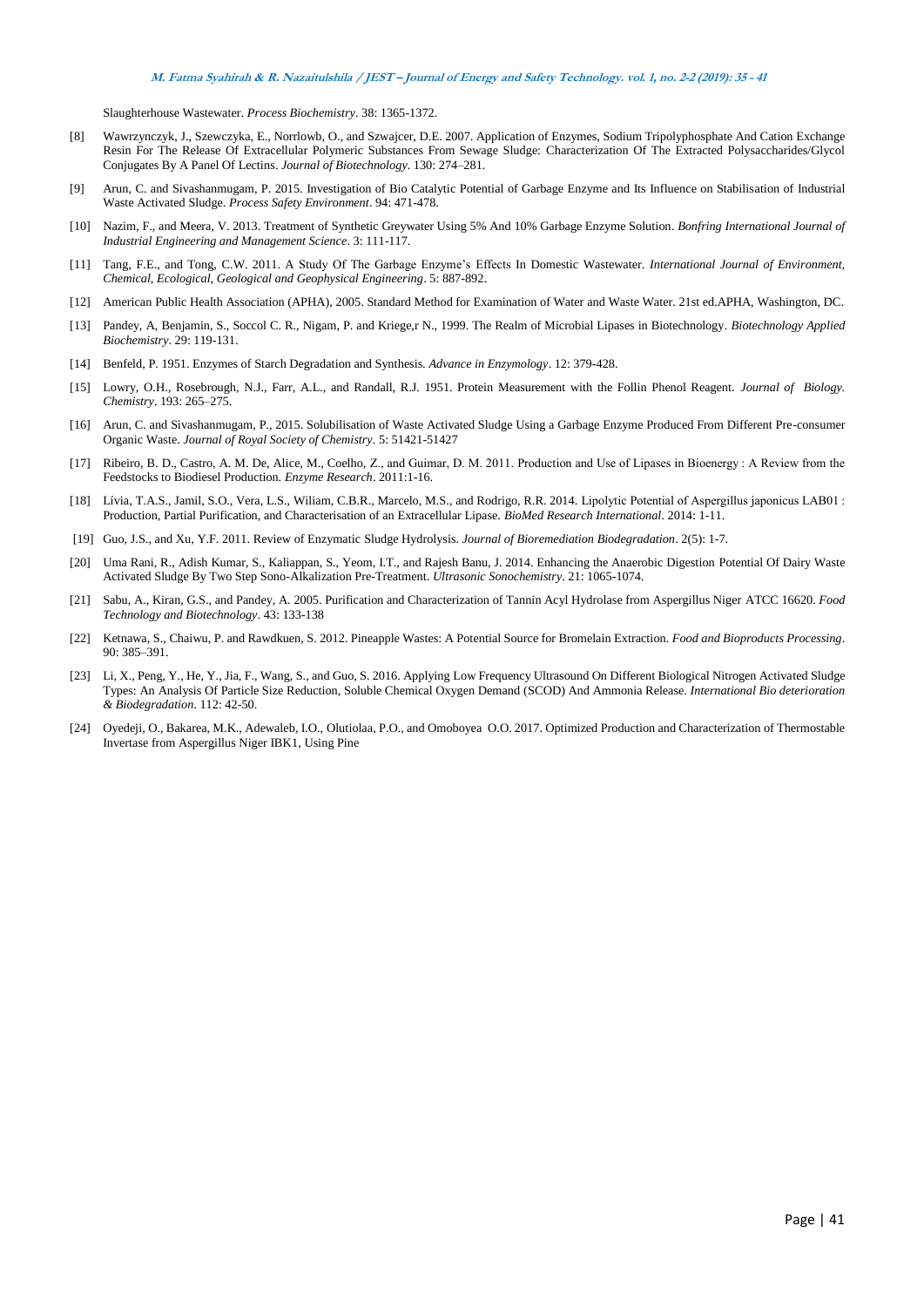Slaughterhouse Wastewater. *Process Biochemistry*. 38: 1365-1372.

[8] Wawrzynczyk, J., Szewczyka, E., Norrlowb, O., and Szwajcer, D.E. 2007. Application of Enzymes, Sodium Tripolyphosphate And Cation Exchange Resin For The Release Of Extracellular Polymeric Substances From Sewage Sludge: Characterization Of The Extracted Polysaccharides/Glycol Conjugates By A Panel Of Lectins. *Journal of Biotechnology*. 130: 274–281.

[9] Arun, C. and Sivashanmugam, P. 2015. Investigation of Bio Catalytic Potential of Garbage Enzyme and Its Influence on Stabilisation of Industrial Waste Activated Sludge. *Process Safety Environment*. 94: 471-478.

[10] Nazim, F., and Meera, V. 2013. Treatment of Synthetic Greywater Using 5% And 10% Garbage Enzyme Solution. *Bonfring International Journal of Industrial Engineering and Management Science*. 3: 111-117.

[11] Tang, F.E., and Tong, C.W. 2011. A Study Of The Garbage Enzyme's Effects In Domestic Wastewater. *International Journal of Environment, Chemical, Ecological, Geological and Geophysical Engineering*. 5: 887-892.

[12] American Public Health Association (APHA), 2005. Standard Method for Examination of Water and Waste Water. 21st ed.APHA, Washington, DC.

[13] Pandey, A, Benjamin, S., Soccol C. R., Nigam, P. and Kriege,r N., 1999. The Realm of Microbial Lipases in Biotechnology. *Biotechnology Applied Biochemistry*. 29: 119-131.

[14] Benfeld, P. 1951. Enzymes of Starch Degradation and Synthesis. *Advance in Enzymology*. 12: 379-428.

[15] Lowry, O.H., Rosebrough, N.J., Farr, A.L., and Randall, R.J. 1951. Protein Measurement with the Follin Phenol Reagent. *Journal of Biology. Chemistry*. 193: 265–275.

[16] Arun, C. and Sivashanmugam, P., 2015. Solubilisation of Waste Activated Sludge Using a Garbage Enzyme Produced From Different Pre-consumer Organic Waste. *Journal of Royal Society of Chemistry*. 5: 51421-51427

[17] Ribeiro, B. D., Castro, A. M. De, Alice, M., Coelho, Z., and Guimar, D. M. 2011. Production and Use of Lipases in Bioenergy : A Review from the Feedstocks to Biodiesel Production. *Enzyme Research*. 2011:1-16.

[18] Lívia, T.A.S., Jamil, S.O., Vera, L.S., Wiliam, C.B.R., Marcelo, M.S., and Rodrigo, R.R. 2014. Lipolytic Potential of Aspergillus japonicus LAB01 : Production, Partial Purification, and Characterisation of an Extracellular Lipase. *BioMed Research International*. 2014: 1-11.

[19] Guo, J.S., and Xu, Y.F. 2011. Review of Enzymatic Sludge Hydrolysis. *Journal of Bioremediation Biodegradation*. 2(5): 1-7.

[20] Uma Rani, R., Adish Kumar, S., Kaliappan, S., Yeom, I.T., and Rajesh Banu, J. 2014. Enhancing the Anaerobic Digestion Potential Of Dairy Waste Activated Sludge By Two Step Sono-Alkalization Pre-Treatment. *Ultrasonic Sonochemistry*. 21: 1065-1074.

[21] Sabu, A., Kiran, G.S., and Pandey, A. 2005. Purification and Characterization of Tannin Acyl Hydrolase from Aspergillus Niger ATCC 16620. *Food Technology and Biotechnology*. 43: 133-138

[22] Ketnawa, S., Chaiwu, P. and Rawdkuen, S. 2012. Pineapple Wastes: A Potential Source for Bromelain Extraction. *Food and Bioproducts Processing*. 90: 385–391.

[23] Li, X., Peng, Y., He, Y., Jia, F., Wang, S., and Guo, S. 2016. Applying Low Frequency Ultrasound On Different Biological Nitrogen Activated Sludge Types: An Analysis Of Particle Size Reduction, Soluble Chemical Oxygen Demand (SCOD) And Ammonia Release. *International Bio deterioration & Biodegradation*. 112: 42-50.

[24] Oyedeji, O., Bakarea, M.K., Adewaleb, I.O., Olutiolaa, P.O., and Omoboyea O.O. 2017. Optimized Production and Characterization of Thermostable Invertase from Aspergillus Niger IBK1, Using Pine